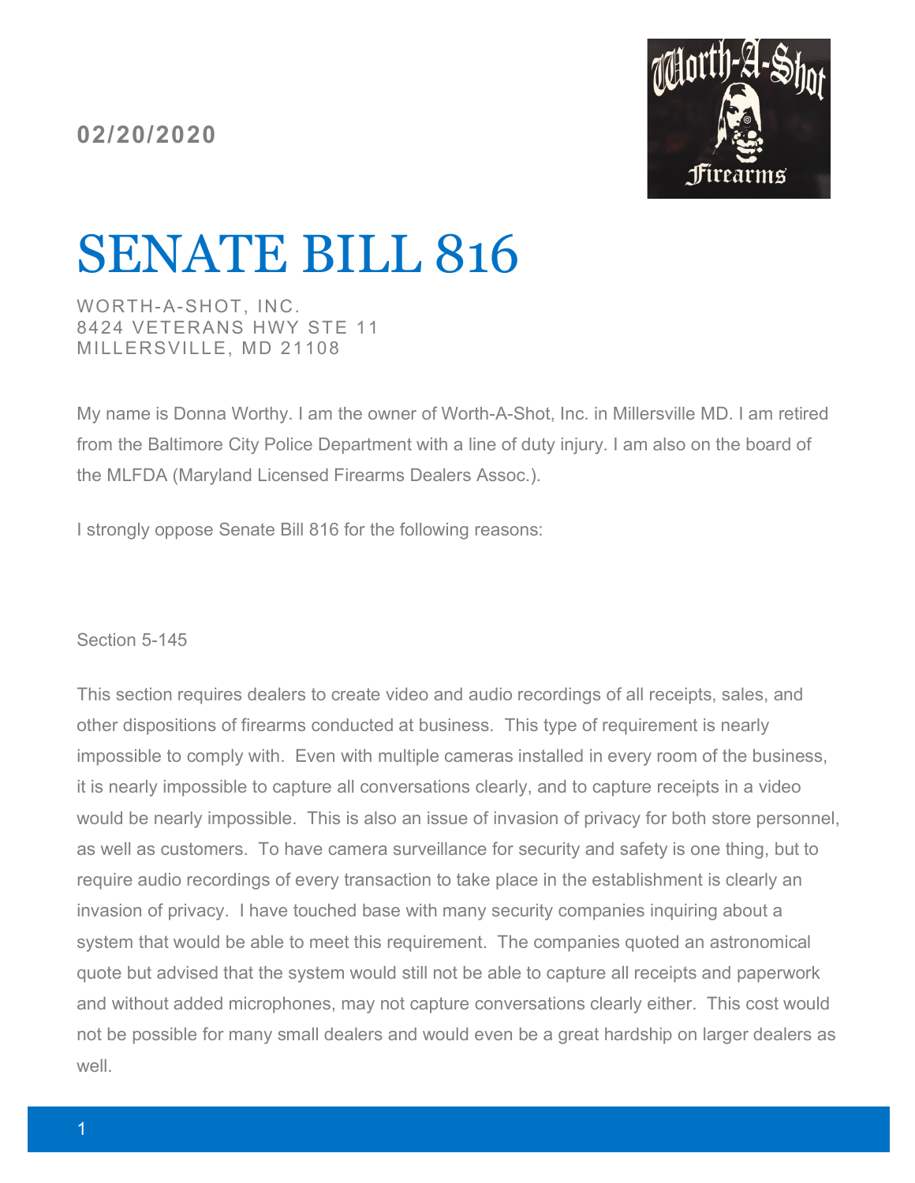**02/20/2020**

# SENATE BILL 816

WORTH-A-SHOT, INC.
8424 VETERANS HWY STE 11
MILLERSVILLE, MD 21108

My name is Donna Worthy. I am the owner of Worth-A-Shot, Inc. in Millersville MD. I am retired from the Baltimore City Police Department with a line of duty injury. I am also on the board of the MLFDA (Maryland Licensed Firearms Dealers Assoc.).

I strongly oppose Senate Bill 816 for the following reasons:

Section 5-145

This section requires dealers to create video and audio recordings of all receipts, sales, and other dispositions of firearms conducted at business. This type of requirement is nearly impossible to comply with. Even with multiple cameras installed in every room of the business, it is nearly impossible to capture all conversations clearly, and to capture receipts in a video would be nearly impossible. This is also an issue of invasion of privacy for both store personnel, as well as customers. To have camera surveillance for security and safety is one thing, but to require audio recordings of every transaction to take place in the establishment is clearly an invasion of privacy. I have touched base with many security companies inquiring about a system that would be able to meet this requirement. The companies quoted an astronomical quote but advised that the system would still not be able to capture all receipts and paperwork and without added microphones, may not capture conversations clearly either. This cost would not be possible for many small dealers and would even be a great hardship on larger dealers as well.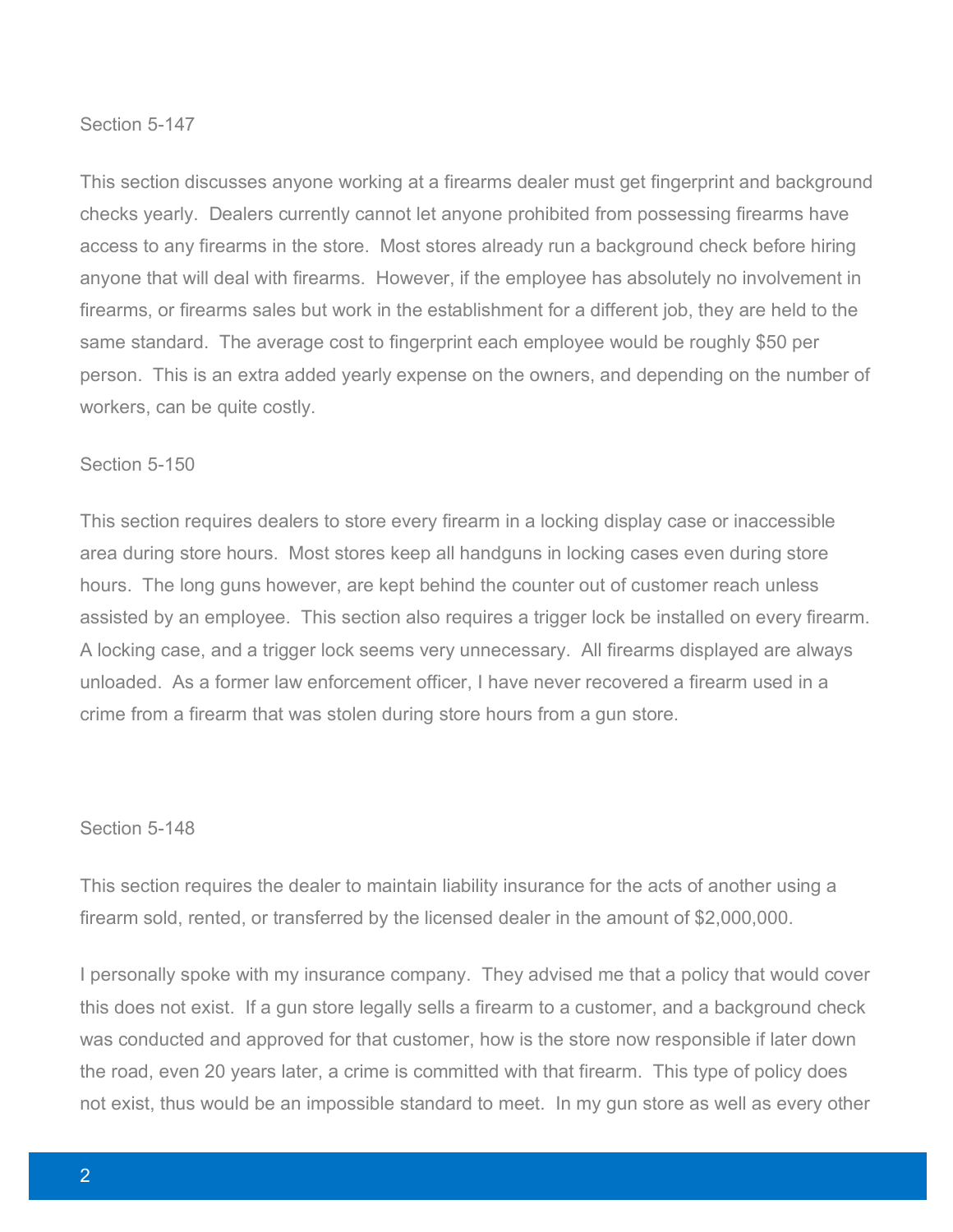## Section 5-147

This section discusses anyone working at a firearms dealer must get fingerprint and background checks yearly. Dealers currently cannot let anyone prohibited from possessing firearms have access to any firearms in the store. Most stores already run a background check before hiring anyone that will deal with firearms. However, if the employee has absolutely no involvement in firearms, or firearms sales but work in the establishment for a different job, they are held to the same standard. The average cost to fingerprint each employee would be roughly $50 per person. This is an extra added yearly expense on the owners, and depending on the number of workers, can be quite costly.

## Section 5-150

This section requires dealers to store every firearm in a locking display case or inaccessible area during store hours. Most stores keep all handguns in locking cases even during store hours. The long guns however, are kept behind the counter out of customer reach unless assisted by an employee. This section also requires a trigger lock be installed on every firearm. A locking case, and a trigger lock seems very unnecessary. All firearms displayed are always unloaded. As a former law enforcement officer, I have never recovered a firearm used in a crime from a firearm that was stolen during store hours from a gun store.

## Section 5-148

This section requires the dealer to maintain liability insurance for the acts of another using a firearm sold, rented, or transferred by the licensed dealer in the amount of $2,000,000.

I personally spoke with my insurance company. They advised me that a policy that would cover this does not exist. If a gun store legally sells a firearm to a customer, and a background check was conducted and approved for that customer, how is the store now responsible if later down the road, even 20 years later, a crime is committed with that firearm. This type of policy does not exist, thus would be an impossible standard to meet. In my gun store as well as every other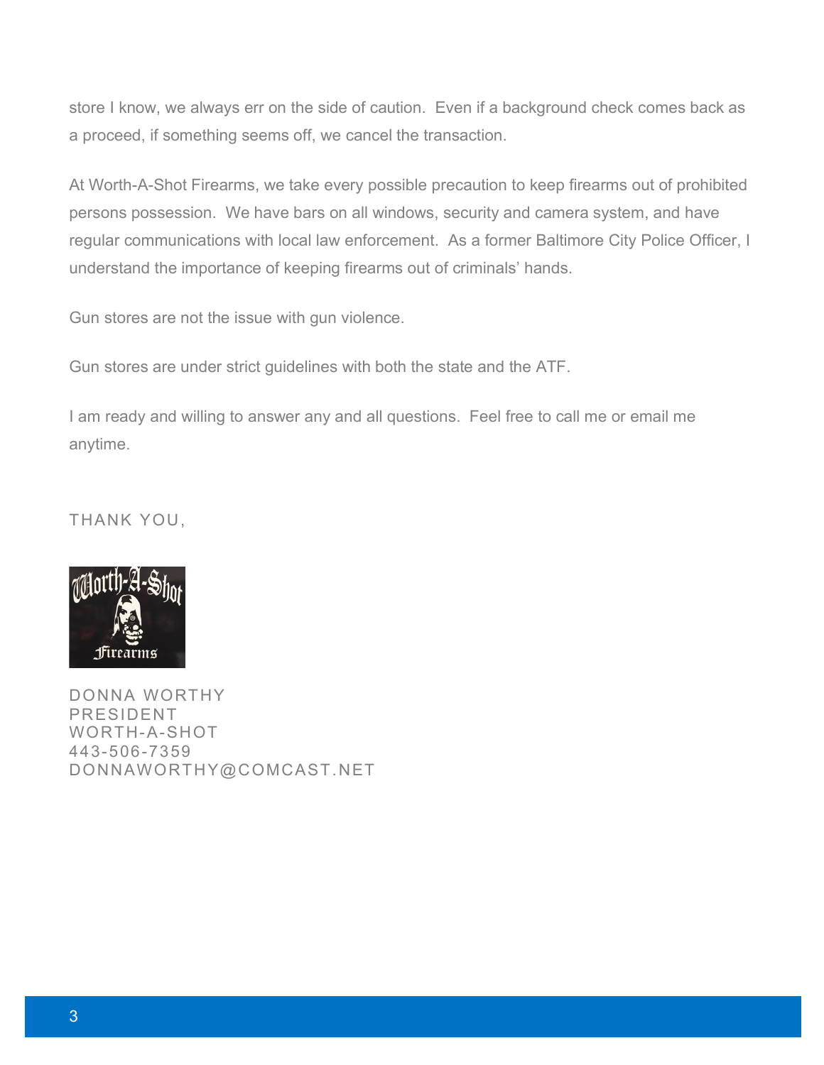store I know, we always err on the side of caution. Even if a background check comes back as a proceed, if something seems off, we cancel the transaction.

At Worth-A-Shot Firearms, we take every possible precaution to keep firearms out of prohibited persons possession. We have bars on all windows, security and camera system, and have regular communications with local law enforcement. As a former Baltimore City Police Officer, I understand the importance of keeping firearms out of criminals' hands.

Gun stores are not the issue with gun violence.

Gun stores are under strict guidelines with both the state and the ATF.

I am ready and willing to answer any and all questions. Feel free to call me or email me anytime.

THANK YOU,

Worth-A-Shot Firearms

DONNA WORTHY
PRESIDENT
WORTH-A-SHOT
443-506-7359
DONNAWORTHY@COMCAST.NET